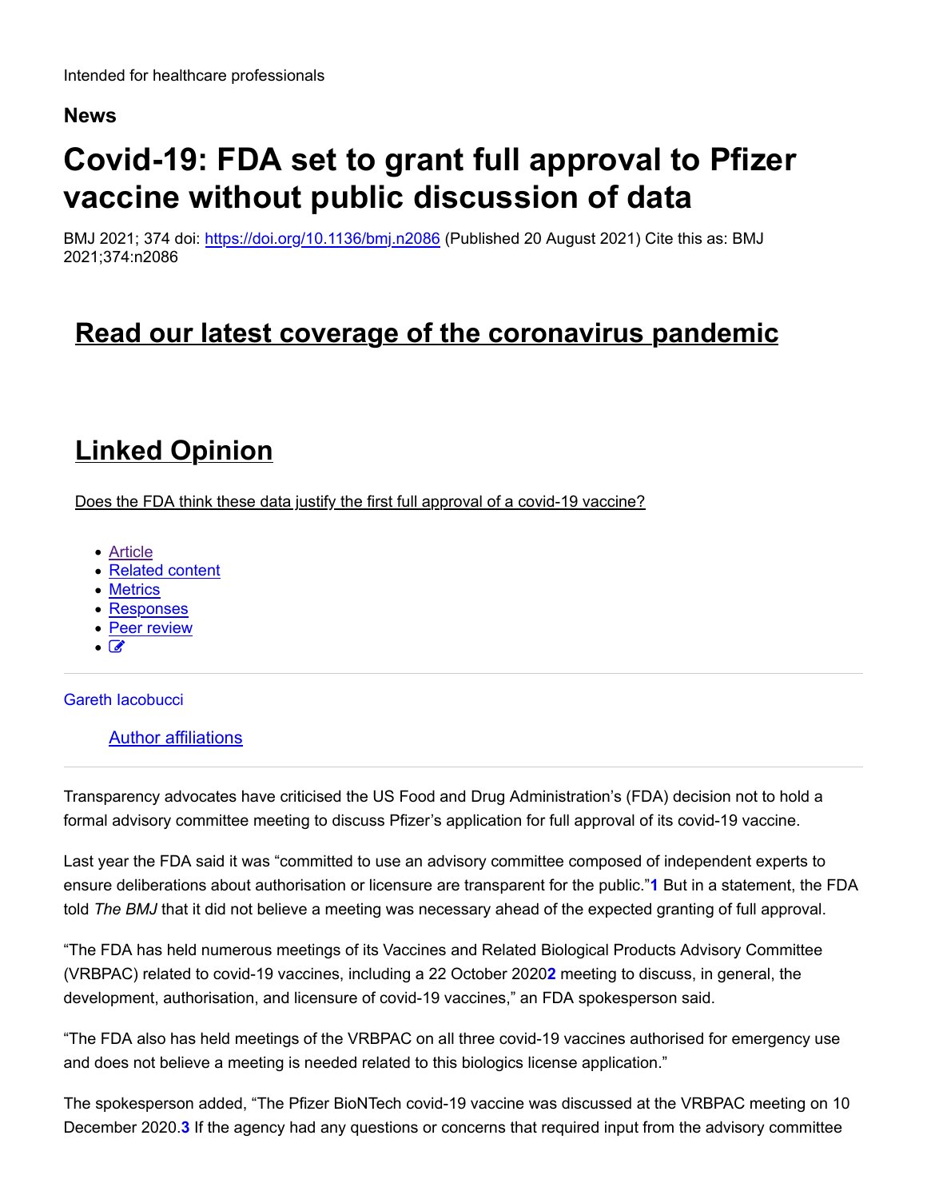Intended for healthcare professionals

**News**

# Covid-19: FDA set to grant full approval to Pfizer vaccine without public discussion of data

BMJ 2021; 374 doi: https://doi.org/10.1136/bmj.n2086 (Published 20 August 2021) Cite this as: BMJ 2021;374:n2086

## Read our latest coverage of the coronavirus pandemic

## Linked Opinion

Does the FDA think these data justify the first full approval of a covid-19 vaccine?

- Article
- Related content
- Metrics
- Responses
- Peer review

Gareth Iacobucci

Author affiliations

Transparency advocates have criticised the US Food and Drug Administration's (FDA) decision not to hold a formal advisory committee meeting to discuss Pfizer's application for full approval of its covid-19 vaccine.

Last year the FDA said it was "committed to use an advisory committee composed of independent experts to ensure deliberations about authorisation or licensure are transparent for the public."[1] But in a statement, the FDA told *The BMJ* that it did not believe a meeting was necessary ahead of the expected granting of full approval.

"The FDA has held numerous meetings of its Vaccines and Related Biological Products Advisory Committee (VRBPAC) related to covid-19 vaccines, including a 22 October 2020[2] meeting to discuss, in general, the development, authorisation, and licensure of covid-19 vaccines," an FDA spokesperson said.

"The FDA also has held meetings of the VRBPAC on all three covid-19 vaccines authorised for emergency use and does not believe a meeting is needed related to this biologics license application."

The spokesperson added, "The Pfizer BioNTech covid-19 vaccine was discussed at the VRBPAC meeting on 10 December 2020.[3] If the agency had any questions or concerns that required input from the advisory committee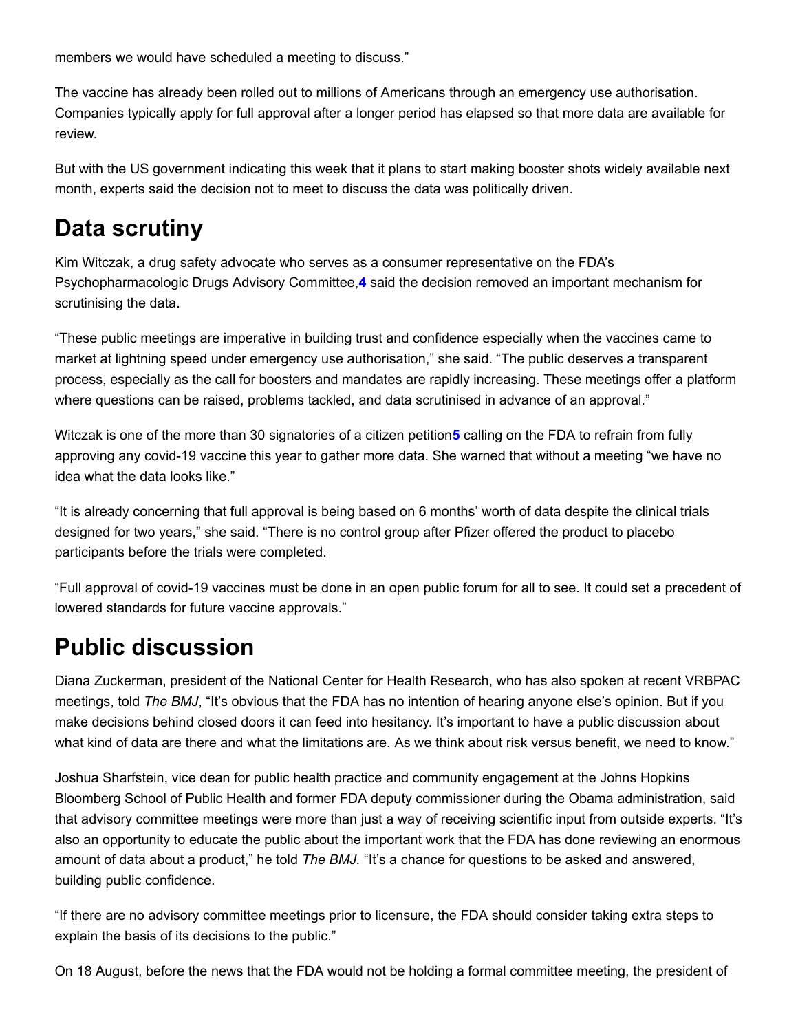members we would have scheduled a meeting to discuss."

The vaccine has already been rolled out to millions of Americans through an emergency use authorisation. Companies typically apply for full approval after a longer period has elapsed so that more data are available for review.

But with the US government indicating this week that it plans to start making booster shots widely available next month, experts said the decision not to meet to discuss the data was politically driven.

## Data scrutiny

Kim Witczak, a drug safety advocate who serves as a consumer representative on the FDA's Psychopharmacologic Drugs Advisory Committee,[4] said the decision removed an important mechanism for scrutinising the data.

"These public meetings are imperative in building trust and confidence especially when the vaccines came to market at lightning speed under emergency use authorisation," she said. "The public deserves a transparent process, especially as the call for boosters and mandates are rapidly increasing. These meetings offer a platform where questions can be raised, problems tackled, and data scrutinised in advance of an approval."

Witczak is one of the more than 30 signatories of a citizen petition[5] calling on the FDA to refrain from fully approving any covid-19 vaccine this year to gather more data. She warned that without a meeting "we have no idea what the data looks like."

"It is already concerning that full approval is being based on 6 months' worth of data despite the clinical trials designed for two years," she said. "There is no control group after Pfizer offered the product to placebo participants before the trials were completed.

"Full approval of covid-19 vaccines must be done in an open public forum for all to see. It could set a precedent of lowered standards for future vaccine approvals."

## Public discussion

Diana Zuckerman, president of the National Center for Health Research, who has also spoken at recent VRBPAC meetings, told *The BMJ*, "It's obvious that the FDA has no intention of hearing anyone else's opinion. But if you make decisions behind closed doors it can feed into hesitancy. It's important to have a public discussion about what kind of data are there and what the limitations are. As we think about risk versus benefit, we need to know."

Joshua Sharfstein, vice dean for public health practice and community engagement at the Johns Hopkins Bloomberg School of Public Health and former FDA deputy commissioner during the Obama administration, said that advisory committee meetings were more than just a way of receiving scientific input from outside experts. "It's also an opportunity to educate the public about the important work that the FDA has done reviewing an enormous amount of data about a product," he told *The BMJ.* "It's a chance for questions to be asked and answered, building public confidence.

"If there are no advisory committee meetings prior to licensure, the FDA should consider taking extra steps to explain the basis of its decisions to the public."

On 18 August, before the news that the FDA would not be holding a formal committee meeting, the president of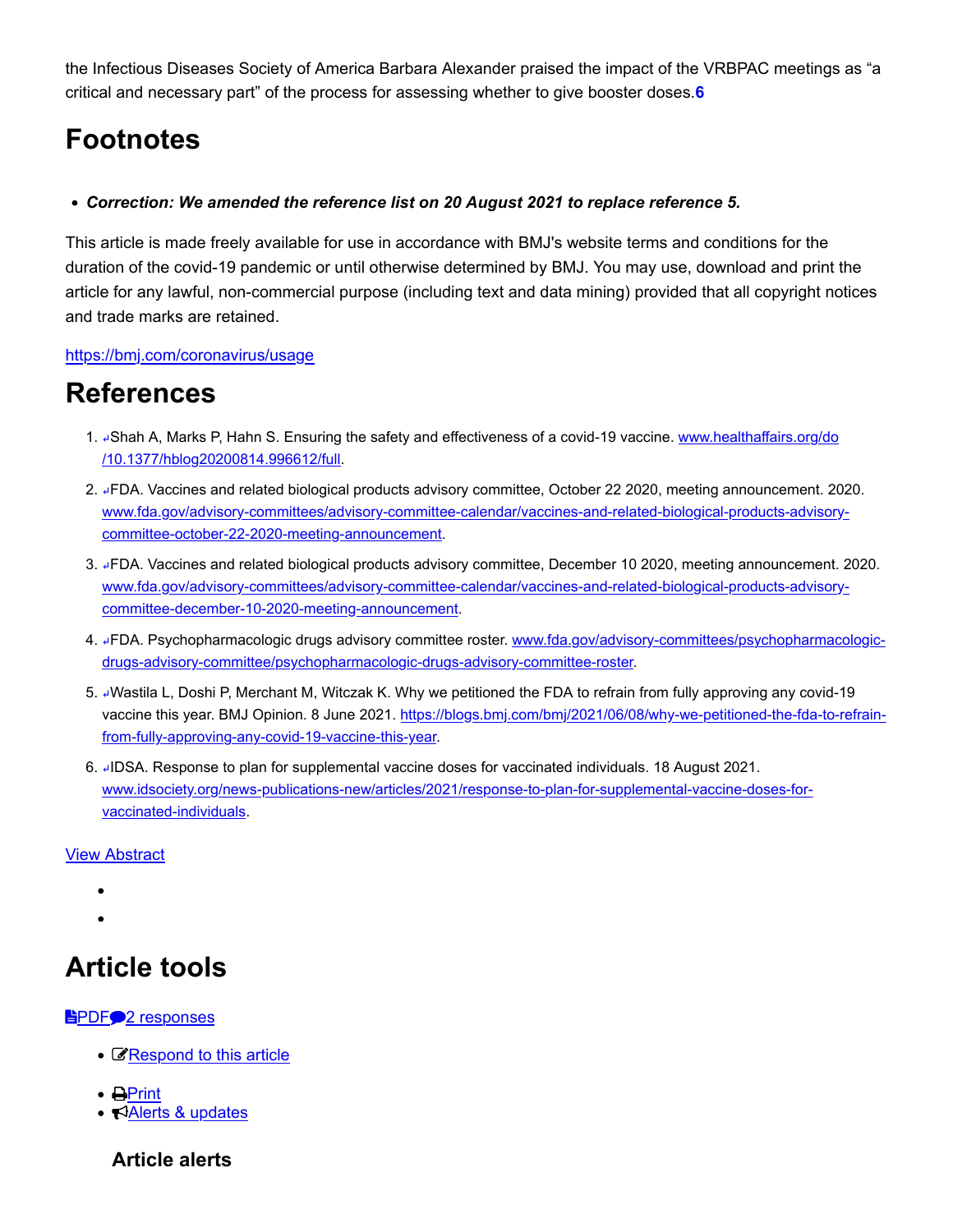the Infectious Diseases Society of America Barbara Alexander praised the impact of the VRBPAC meetings as "a critical and necessary part" of the process for assessing whether to give booster doses.[6]

## Footnotes

- ***Correction: We amended the reference list on 20 August 2021 to replace reference 5.***

This article is made freely available for use in accordance with BMJ's website terms and conditions for the duration of the covid-19 pandemic or until otherwise determined by BMJ. You may use, download and print the article for any lawful, non-commercial purpose (including text and data mining) provided that all copyright notices and trade marks are retained.

https://bmj.com/coronavirus/usage

## References

1. ↲Shah A, Marks P, Hahn S. Ensuring the safety and effectiveness of a covid-19 vaccine. www.healthaffairs.org/do/10.1377/hblog20200814.996612/full.
2. ↲FDA. Vaccines and related biological products advisory committee, October 22 2020, meeting announcement. 2020. www.fda.gov/advisory-committees/advisory-committee-calendar/vaccines-and-related-biological-products-advisory-committee-october-22-2020-meeting-announcement.
3. ↲FDA. Vaccines and related biological products advisory committee, December 10 2020, meeting announcement. 2020. www.fda.gov/advisory-committees/advisory-committee-calendar/vaccines-and-related-biological-products-advisory-committee-december-10-2020-meeting-announcement.
4. ↲FDA. Psychopharmacologic drugs advisory committee roster. www.fda.gov/advisory-committees/psychopharmacologic-drugs-advisory-committee/psychopharmacologic-drugs-advisory-committee-roster.
5. ↲Wastila L, Doshi P, Merchant M, Witczak K. Why we petitioned the FDA to refrain from fully approving any covid-19 vaccine this year. BMJ Opinion. 8 June 2021. https://blogs.bmj.com/bmj/2021/06/08/why-we-petitioned-the-fda-to-refrain-from-fully-approving-any-covid-19-vaccine-this-year.
6. ↲IDSA. Response to plan for supplemental vaccine doses for vaccinated individuals. 18 August 2021. www.idsociety.org/news-publications-new/articles/2021/response-to-plan-for-supplemental-vaccine-doses-for-vaccinated-individuals.

View Abstract

## Article tools

PDF 2 responses

- Respond to this article
- Print
- Alerts & updates

### Article alerts